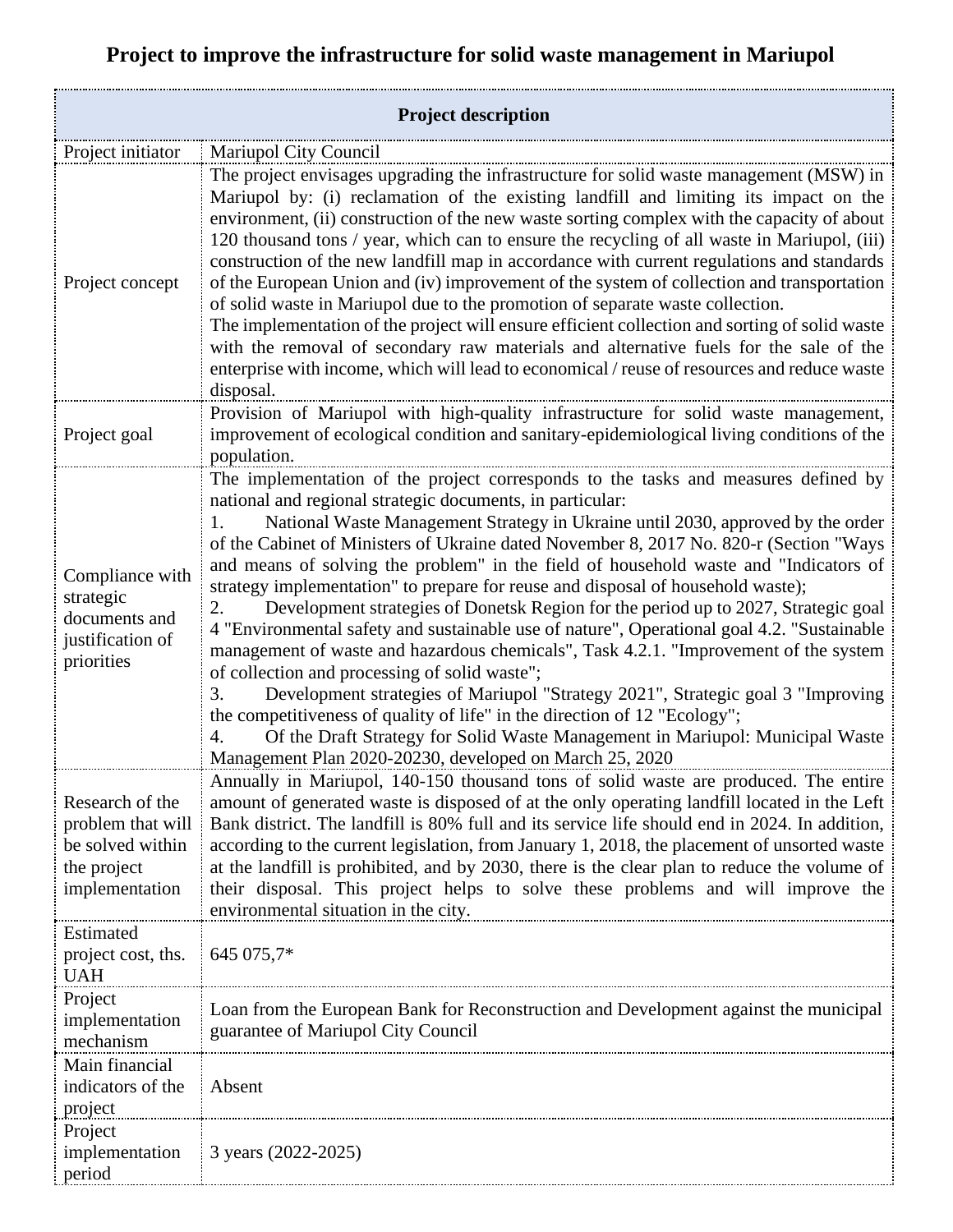# Project to improve the infrastructure for solid waste management in Mariupol

| Project description | |
|---|---|
| Project initiator | Mariupol City Council |
| Project concept | The project envisages upgrading the infrastructure for solid waste management (MSW) in Mariupol by: (i) reclamation of the existing landfill and limiting its impact on the environment, (ii) construction of the new waste sorting complex with the capacity of about 120 thousand tons / year, which can to ensure the recycling of all waste in Mariupol, (iii) construction of the new landfill map in accordance with current regulations and standards of the European Union and (iv) improvement of the system of collection and transportation of solid waste in Mariupol due to the promotion of separate waste collection.<br>The implementation of the project will ensure efficient collection and sorting of solid waste with the removal of secondary raw materials and alternative fuels for the sale of the enterprise with income, which will lead to economical / reuse of resources and reduce waste disposal. |
| Project goal | Provision of Mariupol with high-quality infrastructure for solid waste management, improvement of ecological condition and sanitary-epidemiological living conditions of the population. |
| Compliance with strategic documents and justification of priorities | The implementation of the project corresponds to the tasks and measures defined by national and regional strategic documents, in particular:<br>1. National Waste Management Strategy in Ukraine until 2030, approved by the order of the Cabinet of Ministers of Ukraine dated November 8, 2017 No. 820-r (Section "Ways and means of solving the problem" in the field of household waste and "Indicators of strategy implementation" to prepare for reuse and disposal of household waste);<br>2. Development strategies of Donetsk Region for the period up to 2027, Strategic goal 4 "Environmental safety and sustainable use of nature", Operational goal 4.2. "Sustainable management of waste and hazardous chemicals", Task 4.2.1. "Improvement of the system of collection and processing of solid waste";<br>3. Development strategies of Mariupol "Strategy 2021", Strategic goal 3 "Improving the competitiveness of quality of life" in the direction of 12 "Ecology";<br>4. Of the Draft Strategy for Solid Waste Management in Mariupol: Municipal Waste Management Plan 2020-20230, developed on March 25, 2020 |
| Research of the problem that will be solved within the project implementation | Annually in Mariupol, 140-150 thousand tons of solid waste are produced. The entire amount of generated waste is disposed of at the only operating landfill located in the Left Bank district. The landfill is 80% full and its service life should end in 2024. In addition, according to the current legislation, from January 1, 2018, the placement of unsorted waste at the landfill is prohibited, and by 2030, there is the clear plan to reduce the volume of their disposal. This project helps to solve these problems and will improve the environmental situation in the city. |
| Estimated project cost, ths. UAH | 645 075,7* |
| Project implementation mechanism | Loan from the European Bank for Reconstruction and Development against the municipal guarantee of Mariupol City Council |
| Main financial indicators of the project | Absent |
| Project implementation period | 3 years (2022-2025) |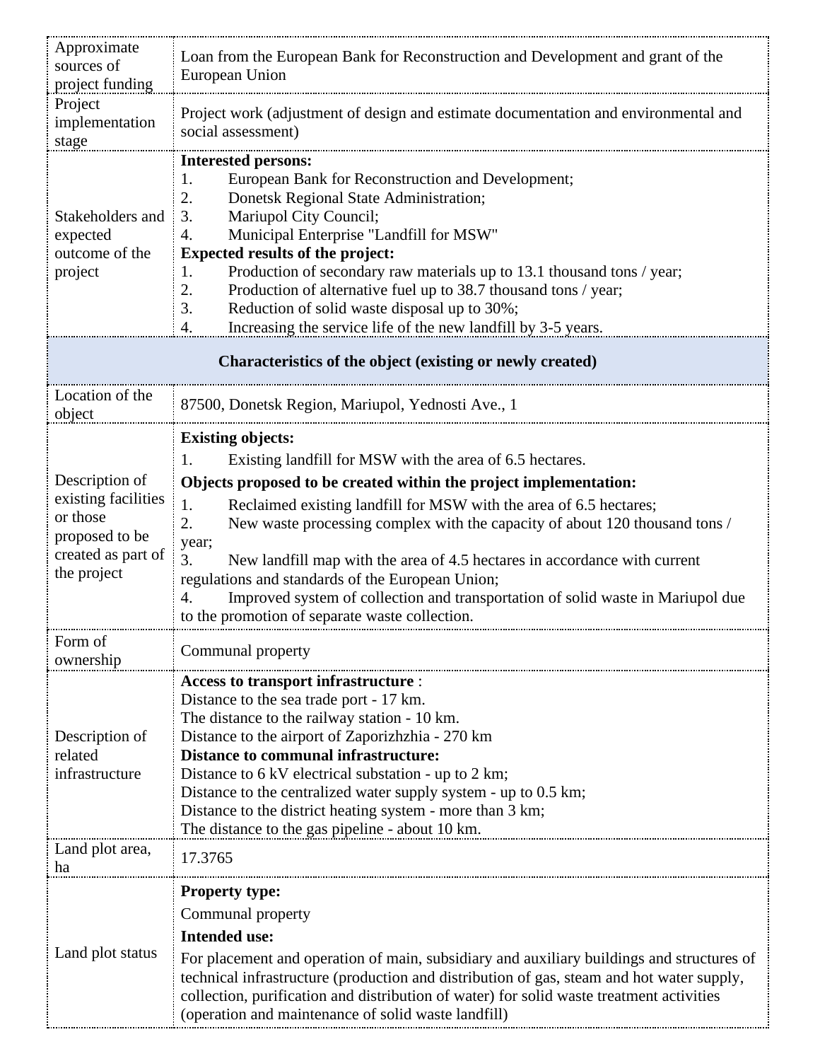| | |
|---|---|
| Approximate sources of project funding | Loan from the European Bank for Reconstruction and Development and grant of the European Union |
| Project implementation stage | Project work (adjustment of design and estimate documentation and environmental and social assessment) |
| Stakeholders and expected outcome of the project | **Interested persons:**<br>1. European Bank for Reconstruction and Development;<br>2. Donetsk Regional State Administration;<br>3. Mariupol City Council;<br>4. Municipal Enterprise "Landfill for MSW"<br>**Expected results of the project:**<br>1. Production of secondary raw materials up to 13.1 thousand tons / year;<br>2. Production of alternative fuel up to 38.7 thousand tons / year;<br>3. Reduction of solid waste disposal up to 30%;<br>4. Increasing the service life of the new landfill by 3-5 years. |
| **Characteristics of the object (existing or newly created)** | |
| Location of the object | 87500, Donetsk Region, Mariupol, Yednosti Ave., 1 |
| Description of existing facilities or those proposed to be created as part of the project | **Existing objects:**<br>1. Existing landfill for MSW with the area of 6.5 hectares.<br>**Objects proposed to be created within the project implementation:**<br>1. Reclaimed existing landfill for MSW with the area of 6.5 hectares;<br>2. New waste processing complex with the capacity of about 120 thousand tons / year;<br>3. New landfill map with the area of 4.5 hectares in accordance with current regulations and standards of the European Union;<br>4. Improved system of collection and transportation of solid waste in Mariupol due to the promotion of separate waste collection. |
| Form of ownership | Communal property |
| Description of related infrastructure | **Access to transport infrastructure** :<br>Distance to the sea trade port - 17 km.<br>The distance to the railway station - 10 km.<br>Distance to the airport of Zaporizhzhia - 270 km<br>**Distance to communal infrastructure:**<br>Distance to 6 kV electrical substation - up to 2 km;<br>Distance to the centralized water supply system - up to 0.5 km;<br>Distance to the district heating system - more than 3 km;<br>The distance to the gas pipeline - about 10 km. |
| Land plot area, ha | 17.3765 |
| Land plot status | **Property type:**<br>Communal property<br>**Intended use:**<br>For placement and operation of main, subsidiary and auxiliary buildings and structures of technical infrastructure (production and distribution of gas, steam and hot water supply, collection, purification and distribution of water) for solid waste treatment activities (operation and maintenance of solid waste landfill) |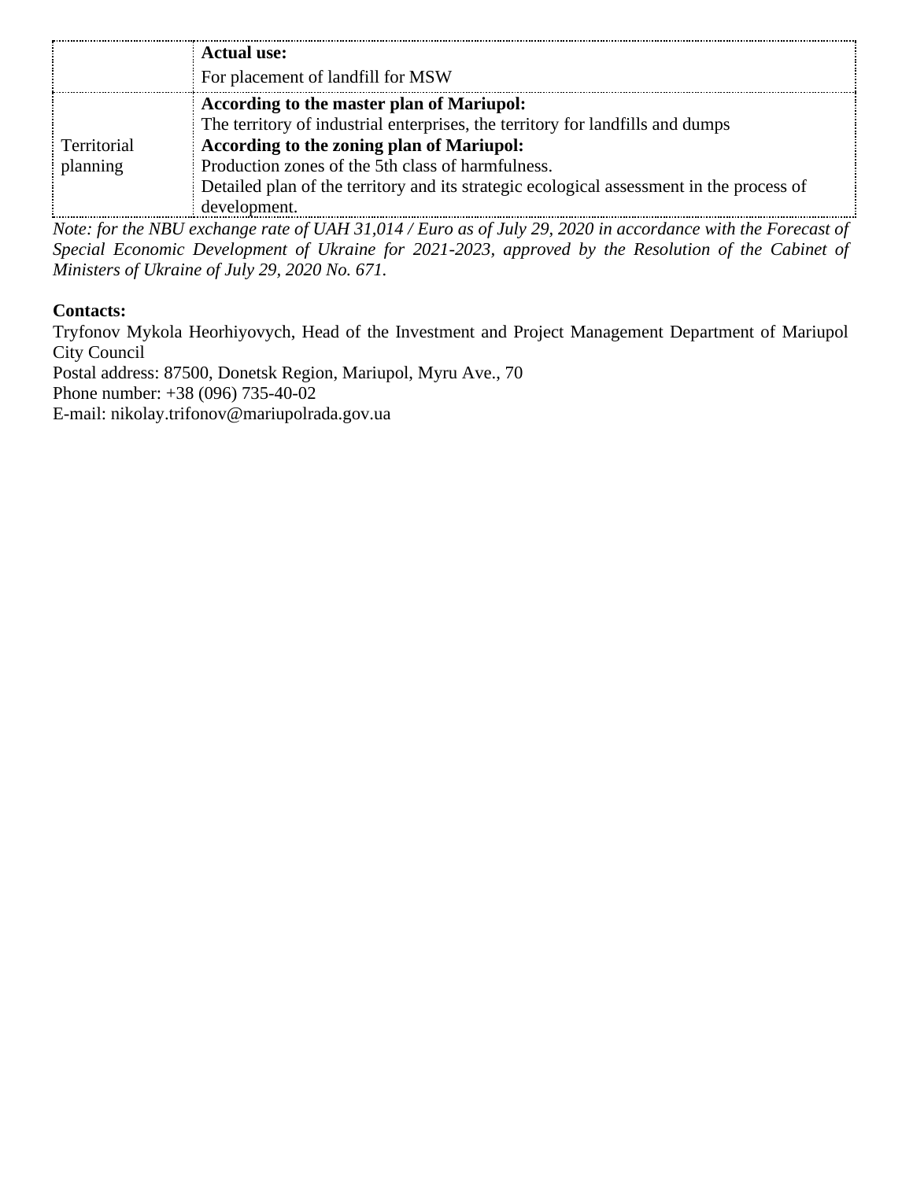| | |
|---|---|
| | **Actual use:**<br>For placement of landfill for MSW |
| Territorial planning | **According to the master plan of Mariupol:**<br>The territory of industrial enterprises, the territory for landfills and dumps<br>**According to the zoning plan of Mariupol:**<br>Production zones of the 5th class of harmfulness.<br>Detailed plan of the territory and its strategic ecological assessment in the process of development. |

*Note: for the NBU exchange rate of UAH 31,014 / Euro as of July 29, 2020 in accordance with the Forecast of Special Economic Development of Ukraine for 2021-2023, approved by the Resolution of the Cabinet of Ministers of Ukraine of July 29, 2020 No. 671.*

**Contacts:**

Tryfonov Mykola Heorhiyovych, Head of the Investment and Project Management Department of Mariupol City Council

Postal address: 87500, Donetsk Region, Mariupol, Myru Ave., 70

Phone number: +38 (096) 735-40-02

E-mail: nikolay.trifonov@mariupolrada.gov.ua